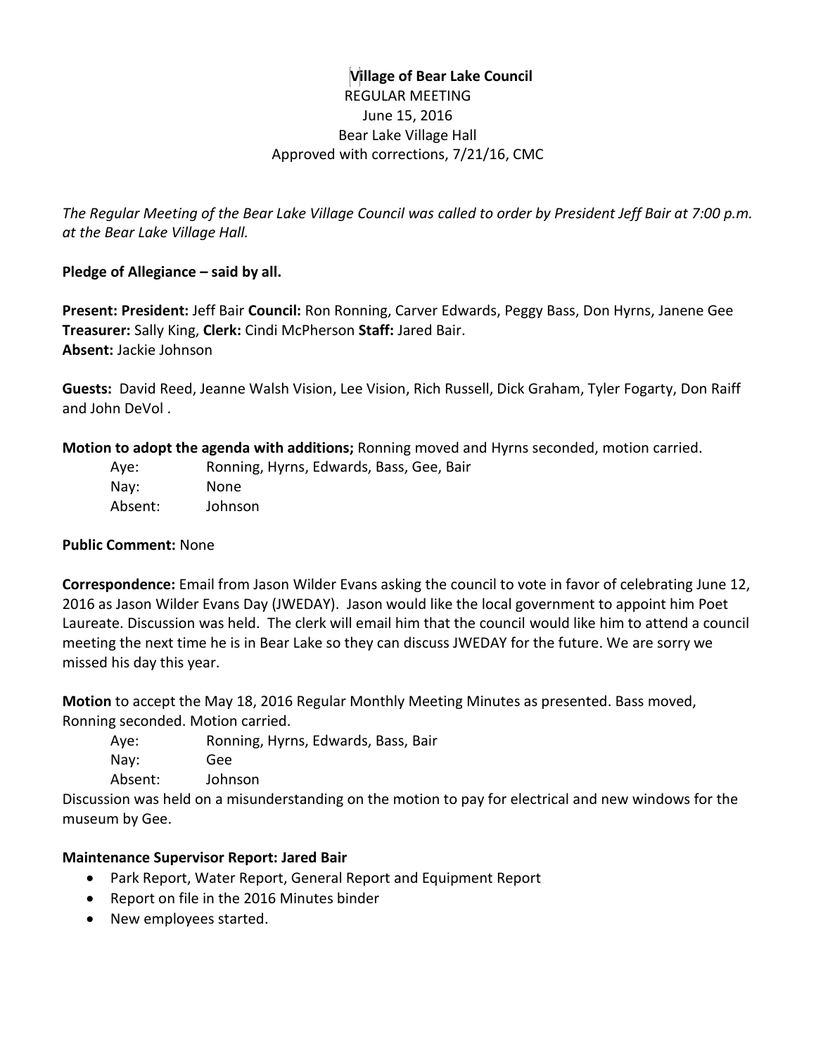# Village of Bear Lake Council

REGULAR MEETING
June 15, 2016
Bear Lake Village Hall
Approved with corrections, 7/21/16, CMC

*The Regular Meeting of the Bear Lake Village Council was called to order by President Jeff Bair at 7:00 p.m. at the Bear Lake Village Hall.*

**Pledge of Allegiance – said by all.**

**Present: President:** Jeff Bair **Council:** Ron Ronning, Carver Edwards, Peggy Bass, Don Hyrns, Janene Gee **Treasurer:** Sally King, **Clerk:** Cindi McPherson **Staff:** Jared Bair.
**Absent:** Jackie Johnson

**Guests:** David Reed, Jeanne Walsh Vision, Lee Vision, Rich Russell, Dick Graham, Tyler Fogarty, Don Raiff and John DeVol .

**Motion to adopt the agenda with additions;** Ronning moved and Hyrns seconded, motion carried.

Aye: Ronning, Hyrns, Edwards, Bass, Gee, Bair
Nay: None
Absent: Johnson

**Public Comment:** None

**Correspondence:** Email from Jason Wilder Evans asking the council to vote in favor of celebrating June 12, 2016 as Jason Wilder Evans Day (JWEDAY). Jason would like the local government to appoint him Poet Laureate. Discussion was held. The clerk will email him that the council would like him to attend a council meeting the next time he is in Bear Lake so they can discuss JWEDAY for the future. We are sorry we missed his day this year.

**Motion** to accept the May 18, 2016 Regular Monthly Meeting Minutes as presented. Bass moved, Ronning seconded. Motion carried.

Aye: Ronning, Hyrns, Edwards, Bass, Bair
Nay: Gee
Absent: Johnson

Discussion was held on a misunderstanding on the motion to pay for electrical and new windows for the museum by Gee.

**Maintenance Supervisor Report: Jared Bair**

- Park Report, Water Report, General Report and Equipment Report
- Report on file in the 2016 Minutes binder
- New employees started.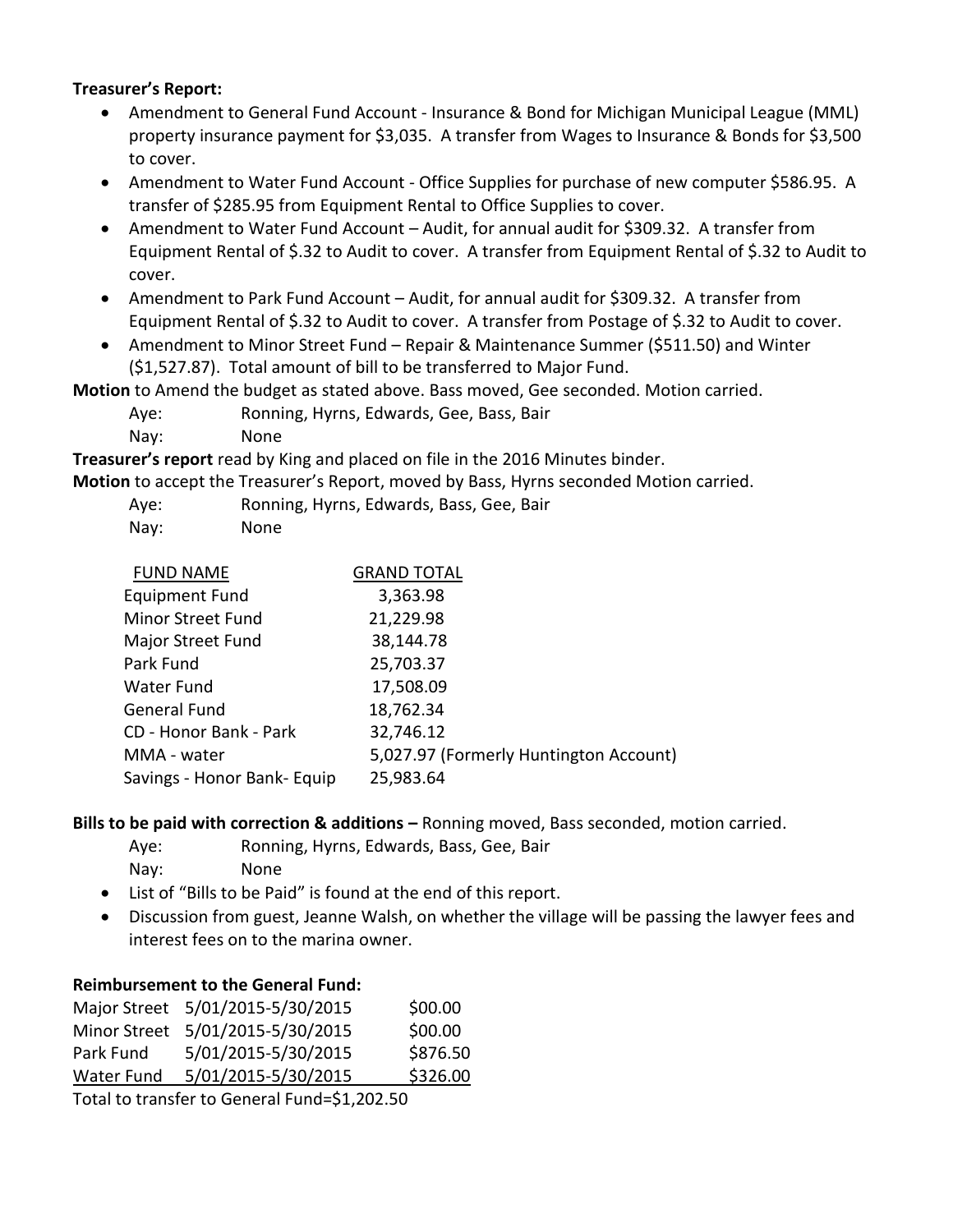**Treasurer's Report:**

- Amendment to General Fund Account - Insurance & Bond for Michigan Municipal League (MML) property insurance payment for $3,035. A transfer from Wages to Insurance & Bonds for $3,500 to cover.
- Amendment to Water Fund Account - Office Supplies for purchase of new computer $586.95. A transfer of $285.95 from Equipment Rental to Office Supplies to cover.
- Amendment to Water Fund Account – Audit, for annual audit for $309.32. A transfer from Equipment Rental of $.32 to Audit to cover. A transfer from Equipment Rental of $.32 to Audit to cover.
- Amendment to Park Fund Account – Audit, for annual audit for $309.32. A transfer from Equipment Rental of $.32 to Audit to cover. A transfer from Postage of $.32 to Audit to cover.
- Amendment to Minor Street Fund – Repair & Maintenance Summer ($511.50) and Winter ($1,527.87). Total amount of bill to be transferred to Major Fund.

**Motion** to Amend the budget as stated above. Bass moved, Gee seconded. Motion carried.

Aye: Ronning, Hyrns, Edwards, Gee, Bass, Bair
Nay: None

**Treasurer's report** read by King and placed on file in the 2016 Minutes binder.

**Motion** to accept the Treasurer's Report, moved by Bass, Hyrns seconded Motion carried.

Aye: Ronning, Hyrns, Edwards, Bass, Gee, Bair
Nay: None

| FUND NAME | GRAND TOTAL |
|---|---|
| Equipment Fund | 3,363.98 |
| Minor Street Fund | 21,229.98 |
| Major Street Fund | 38,144.78 |
| Park Fund | 25,703.37 |
| Water Fund | 17,508.09 |
| General Fund | 18,762.34 |
| CD - Honor Bank - Park | 32,746.12 |
| MMA - water | 5,027.97 (Formerly Huntington Account) |
| Savings - Honor Bank- Equip | 25,983.64 |

**Bills to be paid with correction & additions –** Ronning moved, Bass seconded, motion carried.

Aye: Ronning, Hyrns, Edwards, Bass, Gee, Bair
Nay: None

- List of "Bills to be Paid" is found at the end of this report.
- Discussion from guest, Jeanne Walsh, on whether the village will be passing the lawyer fees and interest fees on to the marina owner.

**Reimbursement to the General Fund:**

| | | |
|---|---|---|
| Major Street | 5/01/2015-5/30/2015 | $00.00 |
| Minor Street | 5/01/2015-5/30/2015 | $00.00 |
| Park Fund | 5/01/2015-5/30/2015 | $876.50 |
| Water Fund | 5/01/2015-5/30/2015 | $326.00 |

Total to transfer to General Fund=$1,202.50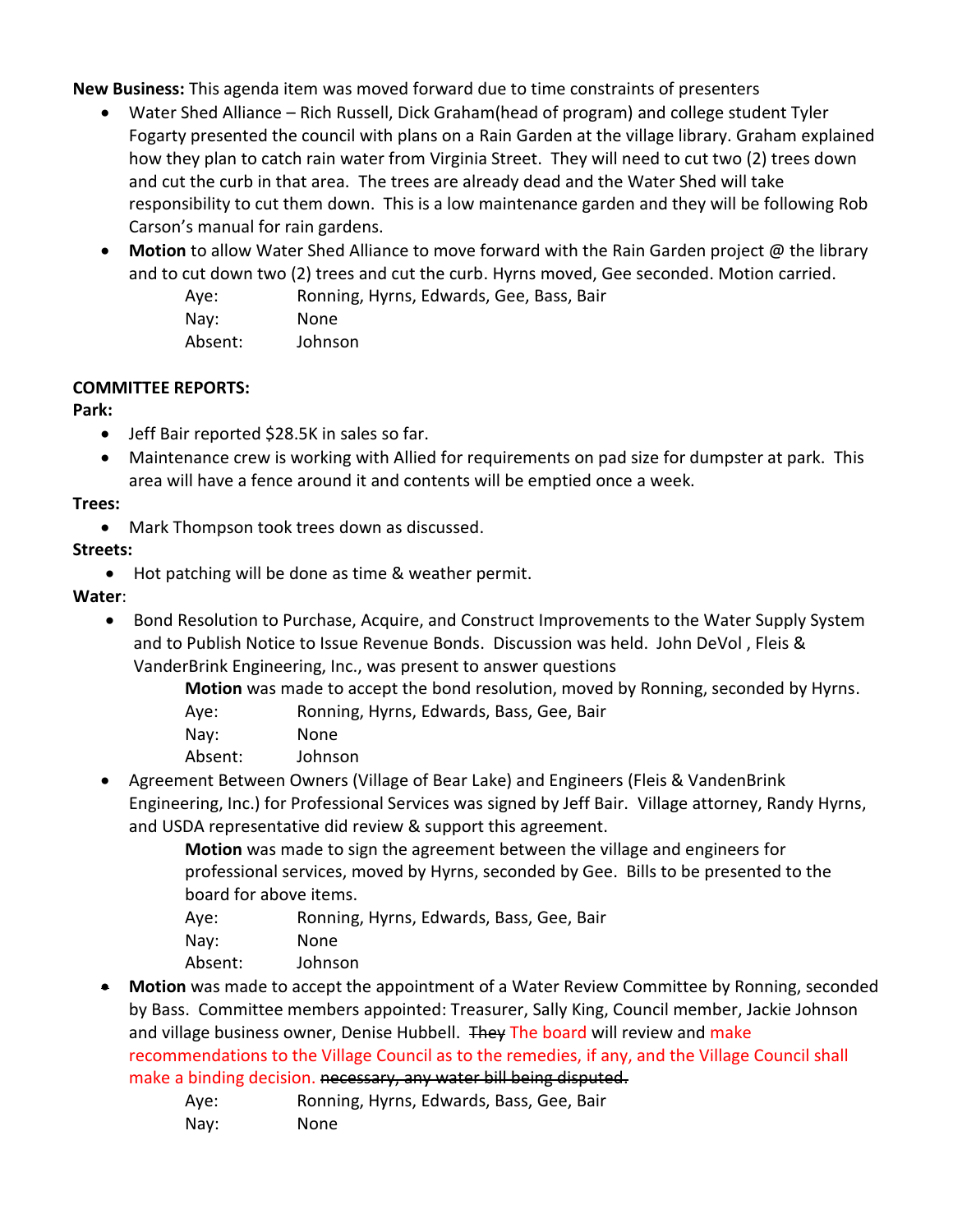**New Business:** This agenda item was moved forward due to time constraints of presenters

- Water Shed Alliance – Rich Russell, Dick Graham(head of program) and college student Tyler Fogarty presented the council with plans on a Rain Garden at the village library. Graham explained how they plan to catch rain water from Virginia Street. They will need to cut two (2) trees down and cut the curb in that area. The trees are already dead and the Water Shed will take responsibility to cut them down. This is a low maintenance garden and they will be following Rob Carson's manual for rain gardens.
- **Motion** to allow Water Shed Alliance to move forward with the Rain Garden project @ the library and to cut down two (2) trees and cut the curb. Hyrns moved, Gee seconded. Motion carried.

  Aye: Ronning, Hyrns, Edwards, Gee, Bass, Bair
  Nay: None
  Absent: Johnson

**COMMITTEE REPORTS:**

**Park:**

- Jeff Bair reported $28.5K in sales so far.
- Maintenance crew is working with Allied for requirements on pad size for dumpster at park. This area will have a fence around it and contents will be emptied once a week.

**Trees:**

- Mark Thompson took trees down as discussed.

**Streets:**

- Hot patching will be done as time & weather permit.

**Water**:

- Bond Resolution to Purchase, Acquire, and Construct Improvements to the Water Supply System and to Publish Notice to Issue Revenue Bonds. Discussion was held. John DeVol , Fleis & VanderBrink Engineering, Inc., was present to answer questions

  **Motion** was made to accept the bond resolution, moved by Ronning, seconded by Hyrns.
  Aye: Ronning, Hyrns, Edwards, Bass, Gee, Bair
  Nay: None
  Absent: Johnson
- Agreement Between Owners (Village of Bear Lake) and Engineers (Fleis & VandenBrink Engineering, Inc.) for Professional Services was signed by Jeff Bair. Village attorney, Randy Hyrns, and USDA representative did review & support this agreement.

  **Motion** was made to sign the agreement between the village and engineers for professional services, moved by Hyrns, seconded by Gee. Bills to be presented to the board for above items.
  Aye: Ronning, Hyrns, Edwards, Bass, Gee, Bair
  Nay: None
  Absent: Johnson
- **Motion** was made to accept the appointment of a Water Review Committee by Ronning, seconded by Bass. Committee members appointed: Treasurer, Sally King, Council member, Jackie Johnson and village business owner, Denise Hubbell. ~~They~~ The board will review and make recommendations to the Village Council as to the remedies, if any, and the Village Council shall make a binding decision. ~~necessary, any water bill being disputed.~~

  Aye: Ronning, Hyrns, Edwards, Bass, Gee, Bair
  Nay: None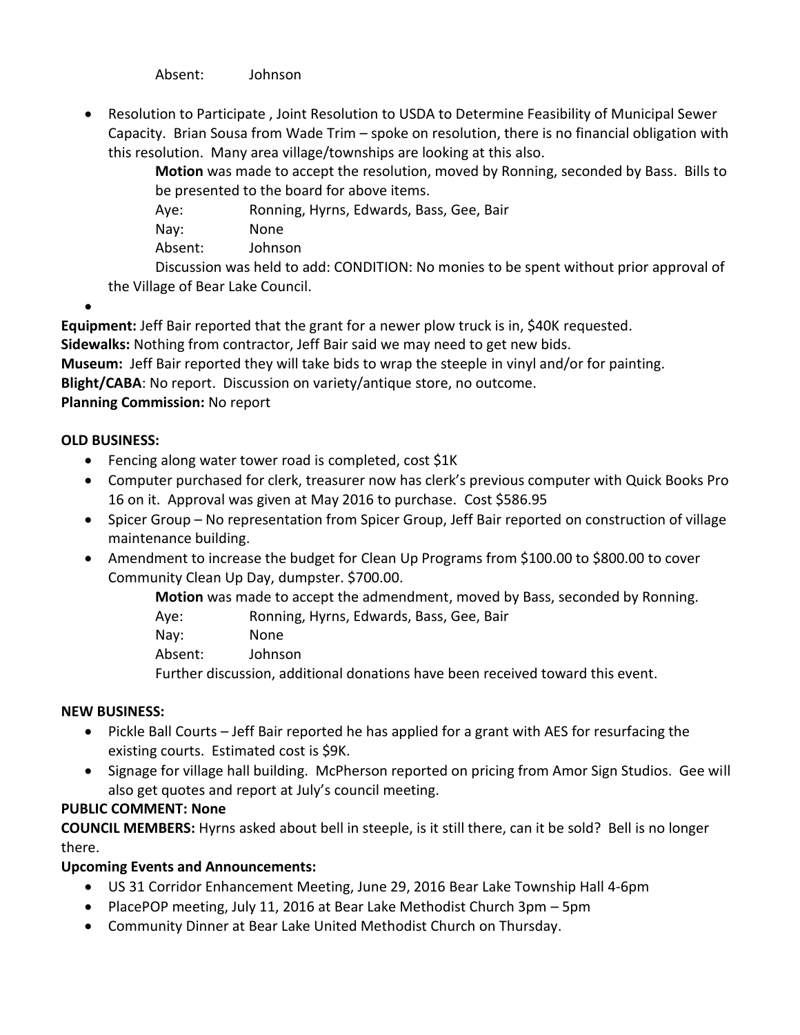Absent: Johnson

- Resolution to Participate , Joint Resolution to USDA to Determine Feasibility of Municipal Sewer Capacity. Brian Sousa from Wade Trim – spoke on resolution, there is no financial obligation with this resolution. Many area village/townships are looking at this also.

  **Motion** was made to accept the resolution, moved by Ronning, seconded by Bass. Bills to be presented to the board for above items.

  Aye: Ronning, Hyrns, Edwards, Bass, Gee, Bair

  Nay: None

  Absent: Johnson

  Discussion was held to add: CONDITION: No monies to be spent without prior approval of the Village of Bear Lake Council.

-

**Equipment:** Jeff Bair reported that the grant for a newer plow truck is in, $40K requested.
**Sidewalks:** Nothing from contractor, Jeff Bair said we may need to get new bids.
**Museum:** Jeff Bair reported they will take bids to wrap the steeple in vinyl and/or for painting.
**Blight/CABA**: No report. Discussion on variety/antique store, no outcome.
**Planning Commission:** No report

**OLD BUSINESS:**

- Fencing along water tower road is completed, cost $1K
- Computer purchased for clerk, treasurer now has clerk's previous computer with Quick Books Pro 16 on it. Approval was given at May 2016 to purchase. Cost $586.95
- Spicer Group – No representation from Spicer Group, Jeff Bair reported on construction of village maintenance building.
- Amendment to increase the budget for Clean Up Programs from $100.00 to $800.00 to cover Community Clean Up Day, dumpster. $700.00.

  **Motion** was made to accept the admendment, moved by Bass, seconded by Ronning.

  Aye: Ronning, Hyrns, Edwards, Bass, Gee, Bair

  Nay: None

  Absent: Johnson

  Further discussion, additional donations have been received toward this event.

**NEW BUSINESS:**

- Pickle Ball Courts – Jeff Bair reported he has applied for a grant with AES for resurfacing the existing courts. Estimated cost is $9K.
- Signage for village hall building. McPherson reported on pricing from Amor Sign Studios. Gee will also get quotes and report at July's council meeting.

**PUBLIC COMMENT: None**

**COUNCIL MEMBERS:** Hyrns asked about bell in steeple, is it still there, can it be sold? Bell is no longer there.

**Upcoming Events and Announcements:**

- US 31 Corridor Enhancement Meeting, June 29, 2016 Bear Lake Township Hall 4-6pm
- PlacePOP meeting, July 11, 2016 at Bear Lake Methodist Church 3pm – 5pm
- Community Dinner at Bear Lake United Methodist Church on Thursday.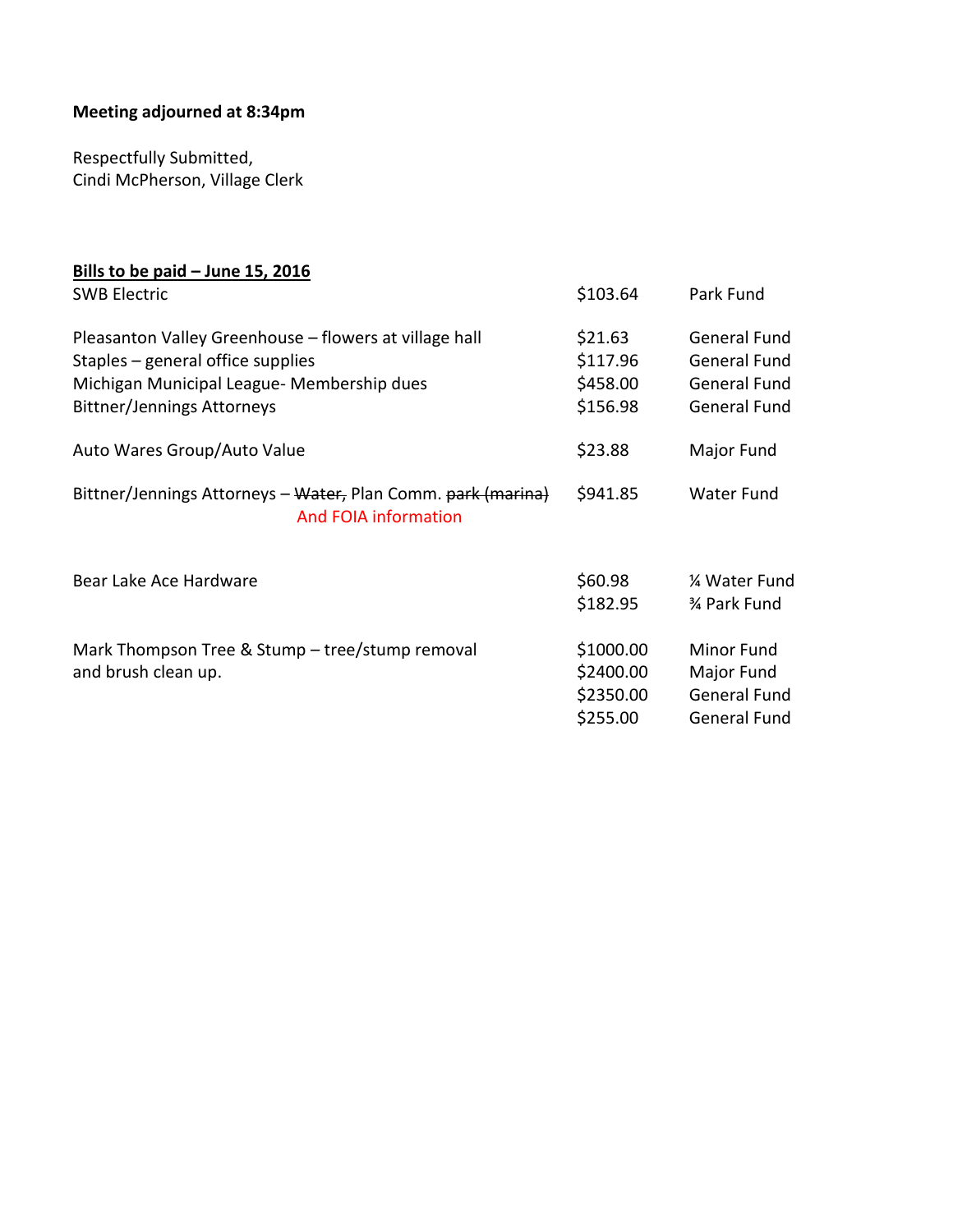**Meeting adjourned at 8:34pm**

Respectfully Submitted,
Cindi McPherson, Village Clerk

**<u>Bills to be paid – June 15, 2016</u>**

| | | |
|---|---|---|
| SWB Electric | \$103.64 | Park Fund |
| Pleasanton Valley Greenhouse – flowers at village hall | \$21.63 | General Fund |
| Staples – general office supplies | \$117.96 | General Fund |
| Michigan Municipal League- Membership dues | \$458.00 | General Fund |
| Bittner/Jennings Attorneys | \$156.98 | General Fund |
| Auto Wares Group/Auto Value | \$23.88 | Major Fund |
| Bittner/Jennings Attorneys – ~~Water,~~ Plan Comm. ~~park (marina)~~ And FOIA information | \$941.85 | Water Fund |
| Bear Lake Ace Hardware | \$60.98 | ¼ Water Fund |
| | \$182.95 | ¾ Park Fund |
| Mark Thompson Tree & Stump – tree/stump removal and brush clean up. | \$1000.00 | Minor Fund |
| | \$2400.00 | Major Fund |
| | \$2350.00 | General Fund |
| | \$255.00 | General Fund |